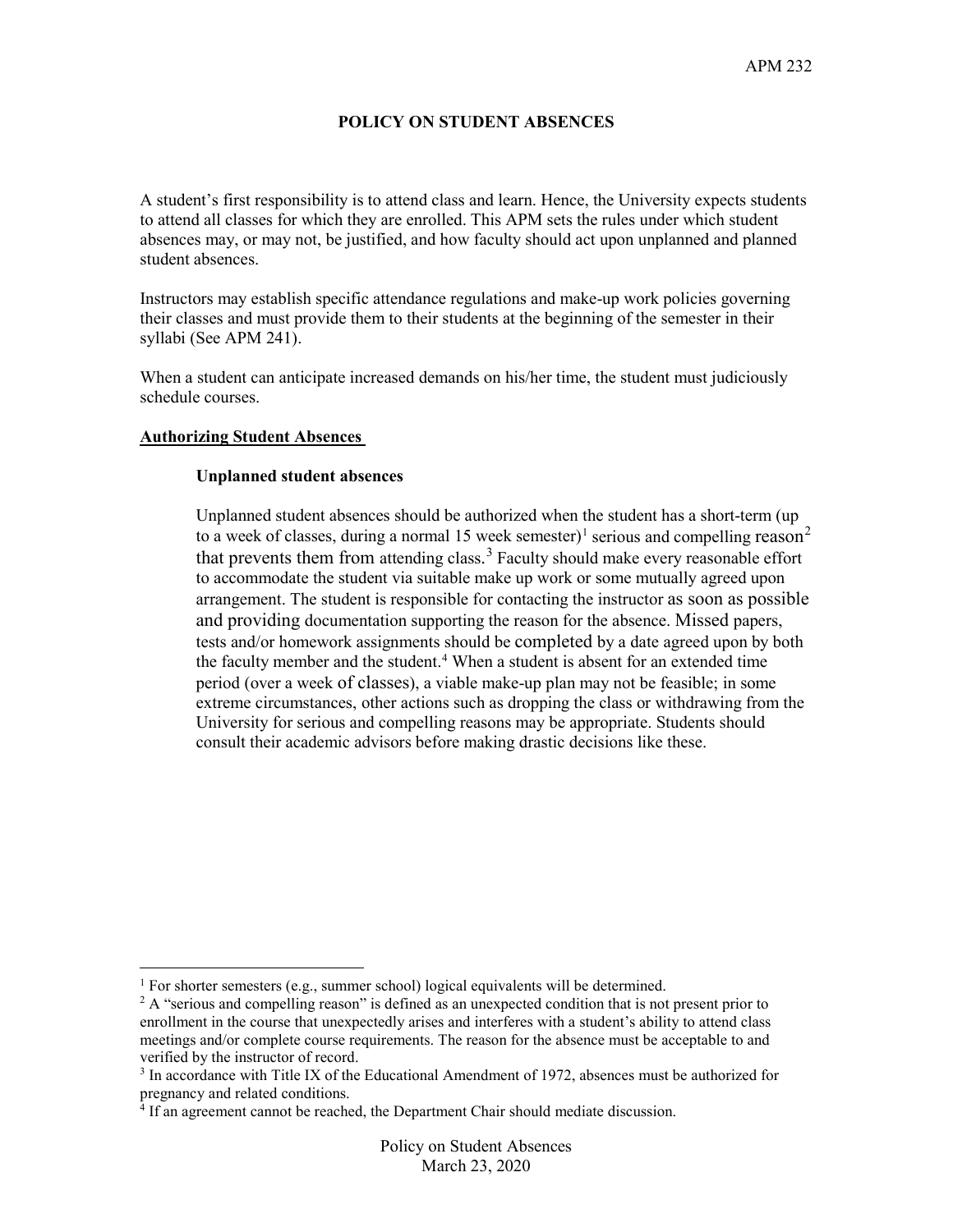# POLICY ON STUDENT ABSENCES

A student's first responsibility is to attend class and learn. Hence, the University expects students to attend all classes for which they are enrolled. This APM sets the rules under which student absences may, or may not, be justified, and how faculty should act upon unplanned and planned student absences.

Instructors may establish specific attendance regulations and make-up work policies governing their classes and must provide them to their students at the beginning of the semester in their syllabi (See APM 241).

When a student can anticipate increased demands on his/her time, the student must judiciously schedule courses.

## Authorizing Student Absences

### Unplanned student absences

Unplanned student absences should be authorized when the student has a short-term (up to a week of classes, during a normal 15 week semester)[1] serious and compelling reason[2] that prevents them from attending class.[3] Faculty should make every reasonable effort to accommodate the student via suitable make up work or some mutually agreed upon arrangement. The student is responsible for contacting the instructor as soon as possible and providing documentation supporting the reason for the absence. Missed papers, tests and/or homework assignments should be completed by a date agreed upon by both the faculty member and the student.[4] When a student is absent for an extended time period (over a week of classes), a viable make-up plan may not be feasible; in some extreme circumstances, other actions such as dropping the class or withdrawing from the University for serious and compelling reasons may be appropriate. Students should consult their academic advisors before making drastic decisions like these.

---

[1] For shorter semesters (e.g., summer school) logical equivalents will be determined.

[2] A "serious and compelling reason" is defined as an unexpected condition that is not present prior to enrollment in the course that unexpectedly arises and interferes with a student's ability to attend class meetings and/or complete course requirements. The reason for the absence must be acceptable to and verified by the instructor of record.

[3] In accordance with Title IX of the Educational Amendment of 1972, absences must be authorized for pregnancy and related conditions.

[4] If an agreement cannot be reached, the Department Chair should mediate discussion.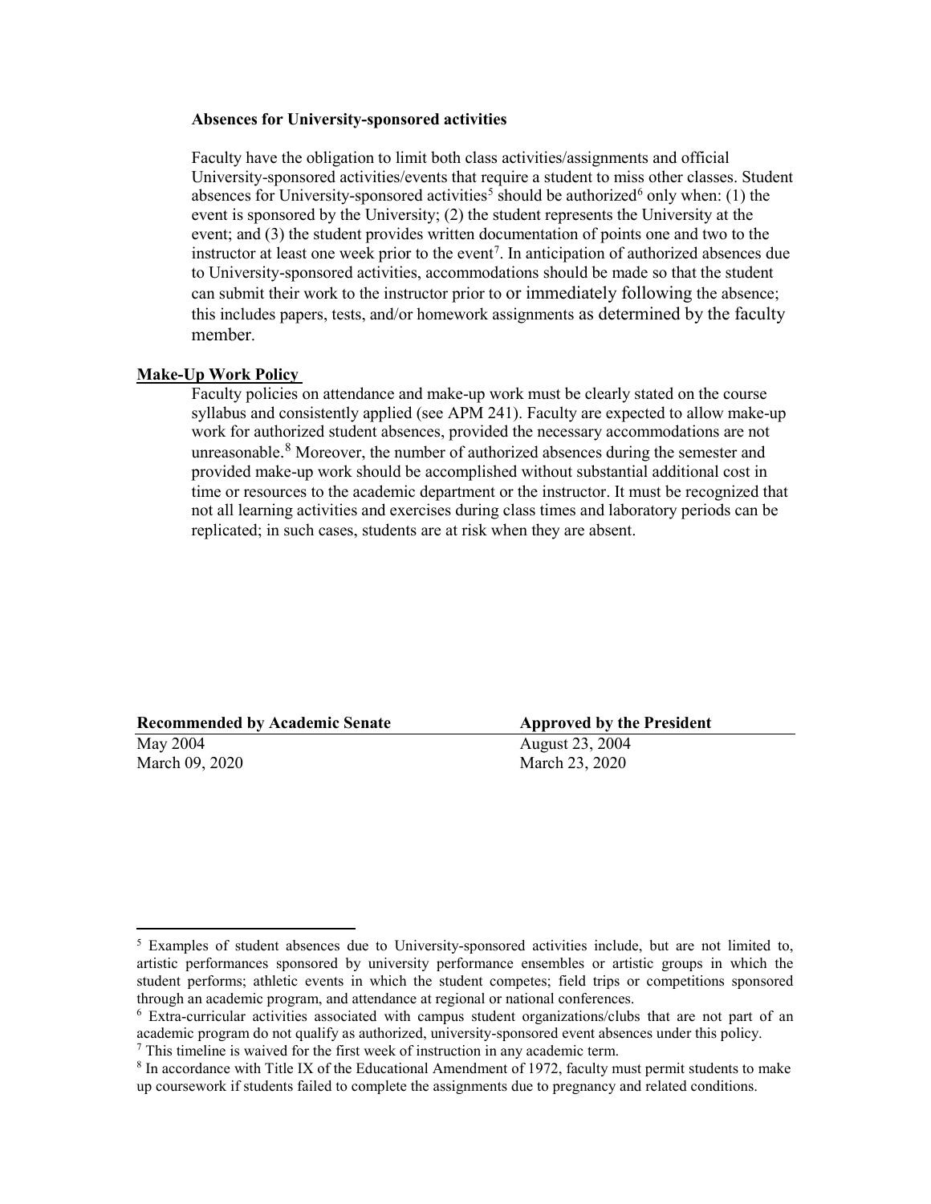**Absences for University-sponsored activities**

Faculty have the obligation to limit both class activities/assignments and official University-sponsored activities/events that require a student to miss other classes. Student absences for University-sponsored activities[5] should be authorized[6] only when: (1) the event is sponsored by the University; (2) the student represents the University at the event; and (3) the student provides written documentation of points one and two to the instructor at least one week prior to the event[7]. In anticipation of authorized absences due to University-sponsored activities, accommodations should be made so that the student can submit their work to the instructor prior to or immediately following the absence; this includes papers, tests, and/or homework assignments as determined by the faculty member.

**Make-Up Work Policy**

Faculty policies on attendance and make-up work must be clearly stated on the course syllabus and consistently applied (see APM 241). Faculty are expected to allow make-up work for authorized student absences, provided the necessary accommodations are not unreasonable.[8] Moreover, the number of authorized absences during the semester and provided make-up work should be accomplished without substantial additional cost in time or resources to the academic department or the instructor. It must be recognized that not all learning activities and exercises during class times and laboratory periods can be replicated; in such cases, students are at risk when they are absent.

| Recommended by Academic Senate | Approved by the President |
|---|---|
| May 2004 | August 23, 2004 |
| March 09, 2020 | March 23, 2020 |

[5] Examples of student absences due to University-sponsored activities include, but are not limited to, artistic performances sponsored by university performance ensembles or artistic groups in which the student performs; athletic events in which the student competes; field trips or competitions sponsored through an academic program, and attendance at regional or national conferences.

[6] Extra-curricular activities associated with campus student organizations/clubs that are not part of an academic program do not qualify as authorized, university-sponsored event absences under this policy.

[7] This timeline is waived for the first week of instruction in any academic term.

[8] In accordance with Title IX of the Educational Amendment of 1972, faculty must permit students to make up coursework if students failed to complete the assignments due to pregnancy and related conditions.